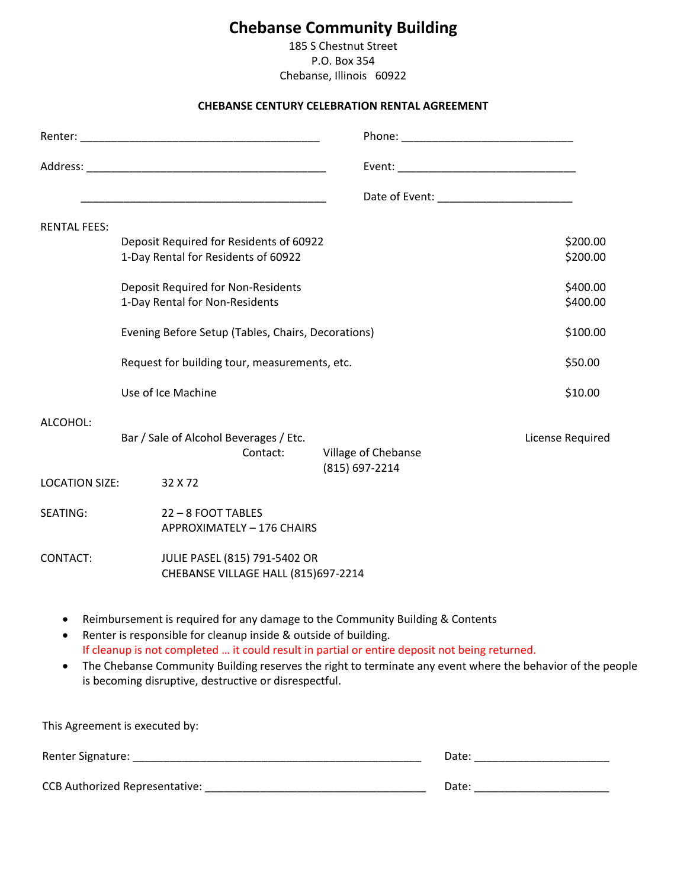# Chebanse Community Building

185 S Chestnut Street
P.O. Box 354
Chebanse, Illinois 60922

**CHEBANSE CENTURY CELEBRATION RENTAL AGREEMENT**

Renter: ________________________________________ Phone: ____________________________

Address: _______________________________________ Event: _____________________________

_________________________________________ Date of Event: ______________________

RENTAL FEES:

| | |
|---|---|
| Deposit Required for Residents of 60922 | $200.00 |
| 1-Day Rental for Residents of 60922 | $200.00 |
| Deposit Required for Non-Residents | $400.00 |
| 1-Day Rental for Non-Residents | $400.00 |
| Evening Before Setup (Tables, Chairs, Decorations) | $100.00 |
| Request for building tour, measurements, etc. | $50.00 |
| Use of Ice Machine | $10.00 |

ALCOHOL:

Bar / Sale of Alcohol Beverages / Etc. — License Required

Contact: Village of Chebanse
(815) 697-2214

LOCATION SIZE: 32 X 72

SEATING: 22 – 8 FOOT TABLES
APPROXIMATELY – 176 CHAIRS

CONTACT: JULIE PASEL (815) 791-5402 OR
CHEBANSE VILLAGE HALL (815)697-2214

- Reimbursement is required for any damage to the Community Building & Contents
- Renter is responsible for cleanup inside & outside of building.
  If cleanup is not completed … it could result in partial or entire deposit not being returned.
- The Chebanse Community Building reserves the right to terminate any event where the behavior of the people is becoming disruptive, destructive or disrespectful.

This Agreement is executed by:

Renter Signature: _______________________________________________ Date: _____________________

CCB Authorized Representative: ____________________________________ Date: _____________________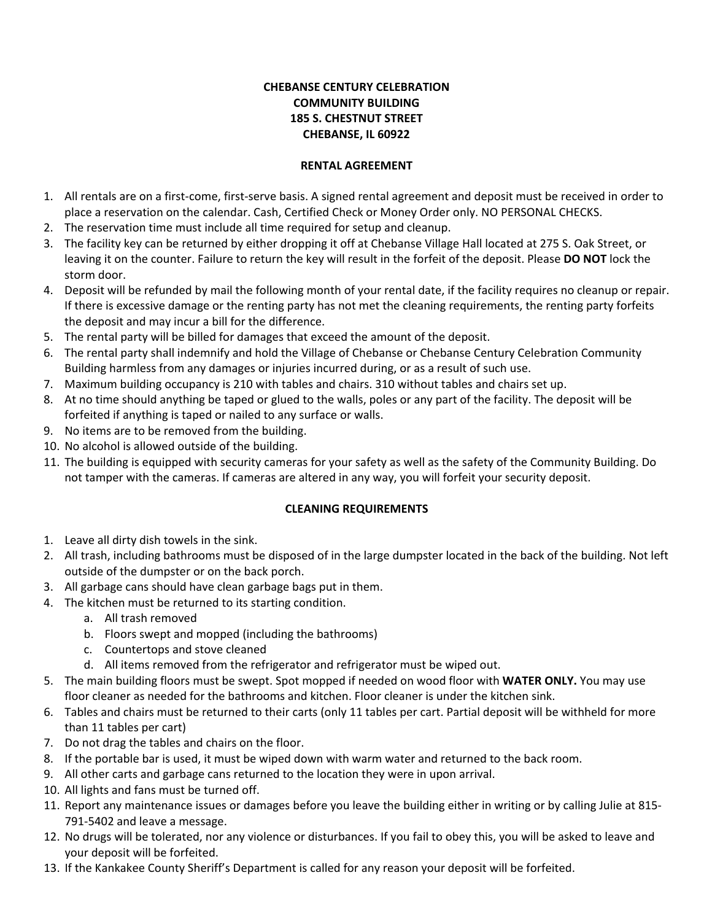**CHEBANSE CENTURY CELEBRATION**
**COMMUNITY BUILDING**
**185 S. CHESTNUT STREET**
**CHEBANSE, IL 60922**

## RENTAL AGREEMENT

1. All rentals are on a first-come, first-serve basis. A signed rental agreement and deposit must be received in order to place a reservation on the calendar. Cash, Certified Check or Money Order only. NO PERSONAL CHECKS.
2. The reservation time must include all time required for setup and cleanup.
3. The facility key can be returned by either dropping it off at Chebanse Village Hall located at 275 S. Oak Street, or leaving it on the counter. Failure to return the key will result in the forfeit of the deposit. Please **DO NOT** lock the storm door.
4. Deposit will be refunded by mail the following month of your rental date, if the facility requires no cleanup or repair. If there is excessive damage or the renting party has not met the cleaning requirements, the renting party forfeits the deposit and may incur a bill for the difference.
5. The rental party will be billed for damages that exceed the amount of the deposit.
6. The rental party shall indemnify and hold the Village of Chebanse or Chebanse Century Celebration Community Building harmless from any damages or injuries incurred during, or as a result of such use.
7. Maximum building occupancy is 210 with tables and chairs. 310 without tables and chairs set up.
8. At no time should anything be taped or glued to the walls, poles or any part of the facility. The deposit will be forfeited if anything is taped or nailed to any surface or walls.
9. No items are to be removed from the building.
10. No alcohol is allowed outside of the building.
11. The building is equipped with security cameras for your safety as well as the safety of the Community Building. Do not tamper with the cameras. If cameras are altered in any way, you will forfeit your security deposit.

## CLEANING REQUIREMENTS

1. Leave all dirty dish towels in the sink.
2. All trash, including bathrooms must be disposed of in the large dumpster located in the back of the building. Not left outside of the dumpster or on the back porch.
3. All garbage cans should have clean garbage bags put in them.
4. The kitchen must be returned to its starting condition.
    a. All trash removed
    b. Floors swept and mopped (including the bathrooms)
    c. Countertops and stove cleaned
    d. All items removed from the refrigerator and refrigerator must be wiped out.
5. The main building floors must be swept. Spot mopped if needed on wood floor with **WATER ONLY.** You may use floor cleaner as needed for the bathrooms and kitchen. Floor cleaner is under the kitchen sink.
6. Tables and chairs must be returned to their carts (only 11 tables per cart. Partial deposit will be withheld for more than 11 tables per cart)
7. Do not drag the tables and chairs on the floor.
8. If the portable bar is used, it must be wiped down with warm water and returned to the back room.
9. All other carts and garbage cans returned to the location they were in upon arrival.
10. All lights and fans must be turned off.
11. Report any maintenance issues or damages before you leave the building either in writing or by calling Julie at 815-791-5402 and leave a message.
12. No drugs will be tolerated, nor any violence or disturbances. If you fail to obey this, you will be asked to leave and your deposit will be forfeited.
13. If the Kankakee County Sheriff's Department is called for any reason your deposit will be forfeited.